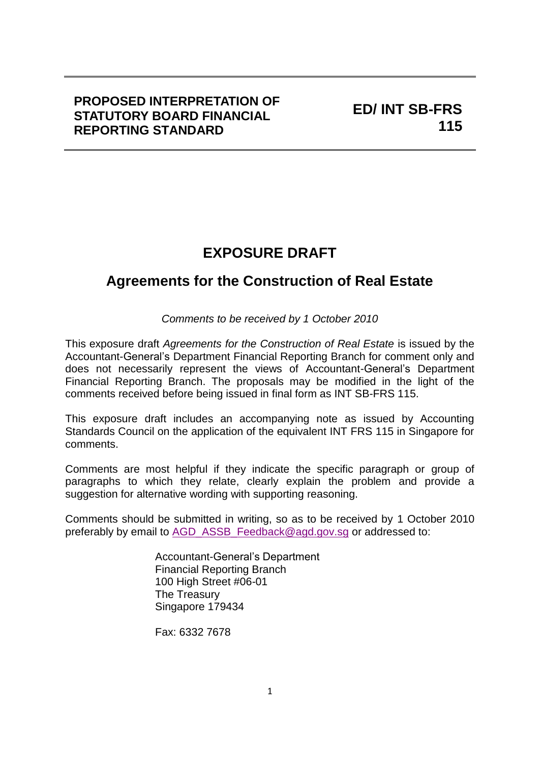**PROPOSED INTERPRETATION OF STATUTORY BOARD FINANCIAL REPORTING STANDARD**

**ED/ INT SB-FRS 115**

# EXPOSURE DRAFT

## Agreements for the Construction of Real Estate

*Comments to be received by 1 October 2010*

This exposure draft *Agreements for the Construction of Real Estate* is issued by the Accountant-General's Department Financial Reporting Branch for comment only and does not necessarily represent the views of Accountant-General's Department Financial Reporting Branch. The proposals may be modified in the light of the comments received before being issued in final form as INT SB-FRS 115.

This exposure draft includes an accompanying note as issued by Accounting Standards Council on the application of the equivalent INT FRS 115 in Singapore for comments.

Comments are most helpful if they indicate the specific paragraph or group of paragraphs to which they relate, clearly explain the problem and provide a suggestion for alternative wording with supporting reasoning.

Comments should be submitted in writing, so as to be received by 1 October 2010 preferably by email to AGD_ASSB_Feedback@agd.gov.sg or addressed to:

Accountant-General's Department
Financial Reporting Branch
100 High Street #06-01
The Treasury
Singapore 179434

Fax: 6332 7678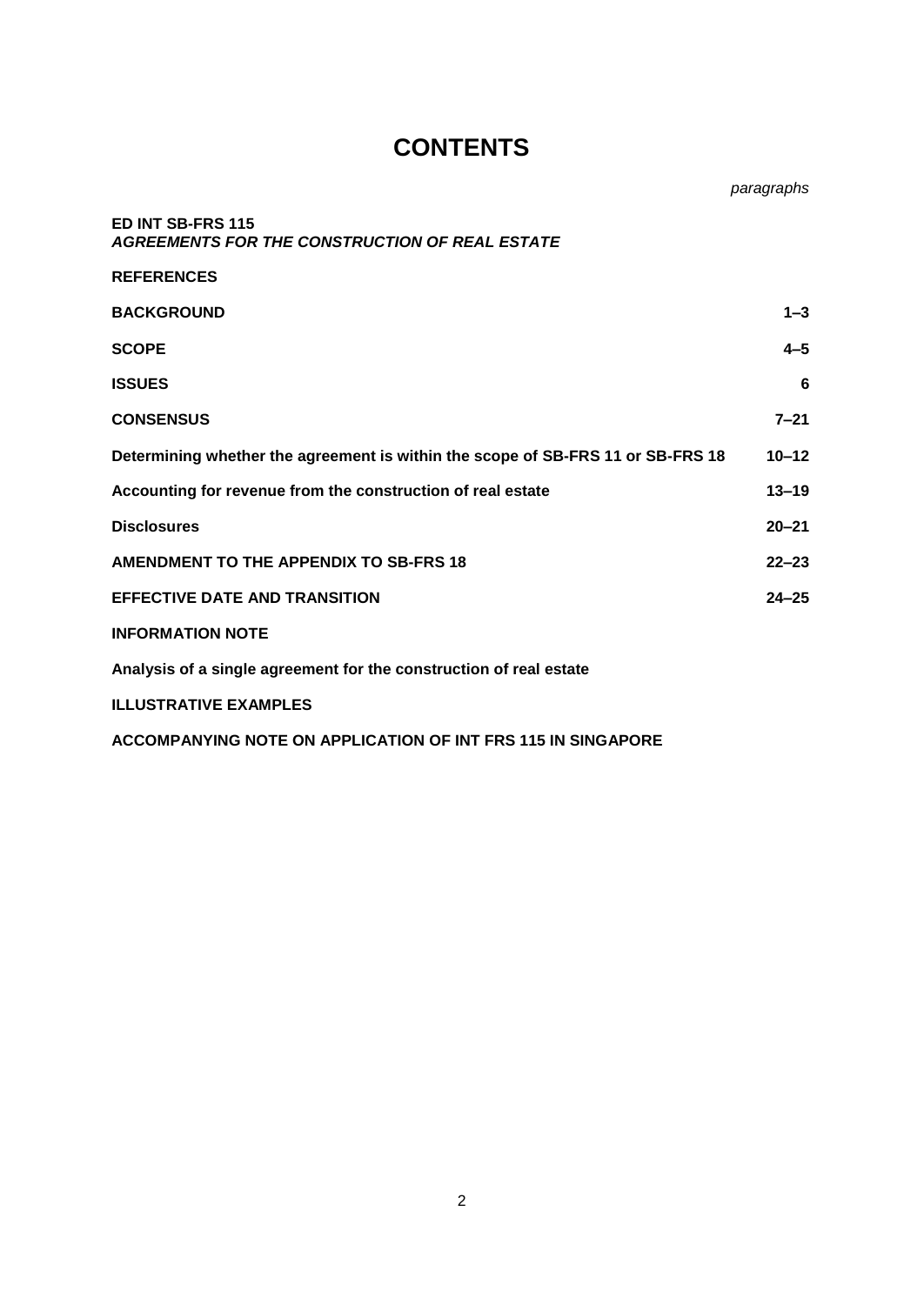# CONTENTS

| | *paragraphs* |
|---|---|
| **ED INT SB-FRS 115**<br>***AGREEMENTS FOR THE CONSTRUCTION OF REAL ESTATE*** | |
| **REFERENCES** | |
| **BACKGROUND** | **1–3** |
| **SCOPE** | **4–5** |
| **ISSUES** | **6** |
| **CONSENSUS** | **7–21** |
| **Determining whether the agreement is within the scope of SB-FRS 11 or SB-FRS 18** | **10–12** |
| **Accounting for revenue from the construction of real estate** | **13–19** |
| **Disclosures** | **20–21** |
| **AMENDMENT TO THE APPENDIX TO SB-FRS 18** | **22–23** |
| **EFFECTIVE DATE AND TRANSITION** | **24–25** |
| **INFORMATION NOTE** | |
| **Analysis of a single agreement for the construction of real estate** | |
| **ILLUSTRATIVE EXAMPLES** | |
| **ACCOMPANYING NOTE ON APPLICATION OF INT FRS 115 IN SINGAPORE** | |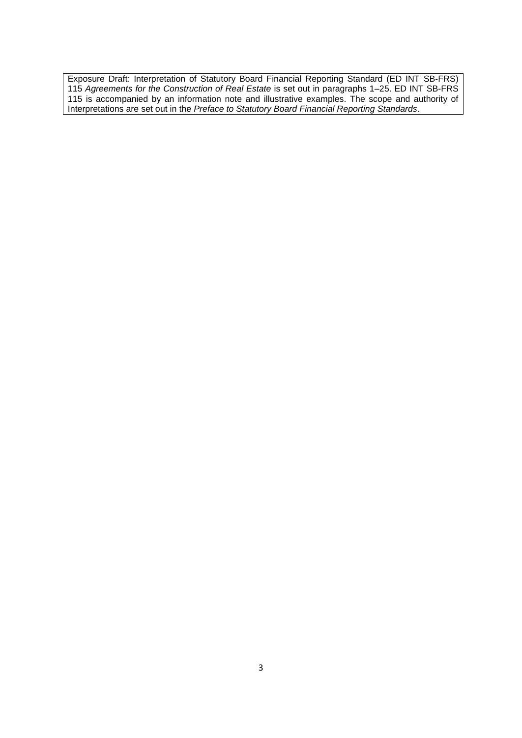Exposure Draft: Interpretation of Statutory Board Financial Reporting Standard (ED INT SB-FRS) 115 *Agreements for the Construction of Real Estate* is set out in paragraphs 1–25. ED INT SB-FRS 115 is accompanied by an information note and illustrative examples. The scope and authority of Interpretations are set out in the *Preface to Statutory Board Financial Reporting Standards*.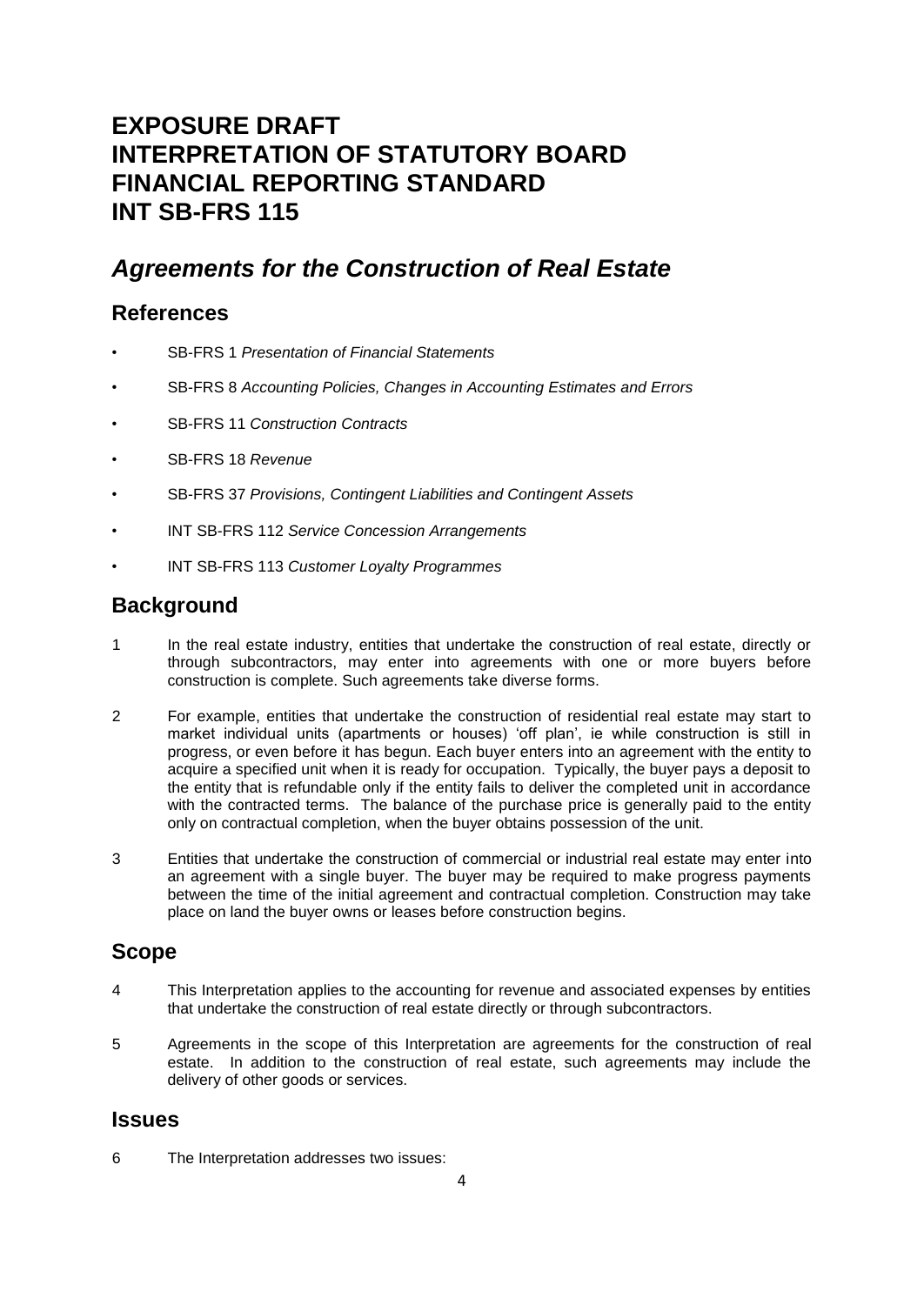# EXPOSURE DRAFT INTERPRETATION OF STATUTORY BOARD FINANCIAL REPORTING STANDARD INT SB-FRS 115

## *Agreements for the Construction of Real Estate*

### References

- SB-FRS 1 *Presentation of Financial Statements*
- SB-FRS 8 *Accounting Policies, Changes in Accounting Estimates and Errors*
- SB-FRS 11 *Construction Contracts*
- SB-FRS 18 *Revenue*
- SB-FRS 37 *Provisions, Contingent Liabilities and Contingent Assets*
- INT SB-FRS 112 *Service Concession Arrangements*
- INT SB-FRS 113 *Customer Loyalty Programmes*

### Background

1 In the real estate industry, entities that undertake the construction of real estate, directly or through subcontractors, may enter into agreements with one or more buyers before construction is complete. Such agreements take diverse forms.

2 For example, entities that undertake the construction of residential real estate may start to market individual units (apartments or houses) 'off plan', ie while construction is still in progress, or even before it has begun. Each buyer enters into an agreement with the entity to acquire a specified unit when it is ready for occupation. Typically, the buyer pays a deposit to the entity that is refundable only if the entity fails to deliver the completed unit in accordance with the contracted terms. The balance of the purchase price is generally paid to the entity only on contractual completion, when the buyer obtains possession of the unit.

3 Entities that undertake the construction of commercial or industrial real estate may enter into an agreement with a single buyer. The buyer may be required to make progress payments between the time of the initial agreement and contractual completion. Construction may take place on land the buyer owns or leases before construction begins.

### Scope

4 This Interpretation applies to the accounting for revenue and associated expenses by entities that undertake the construction of real estate directly or through subcontractors.

5 Agreements in the scope of this Interpretation are agreements for the construction of real estate. In addition to the construction of real estate, such agreements may include the delivery of other goods or services.

### Issues

6 The Interpretation addresses two issues: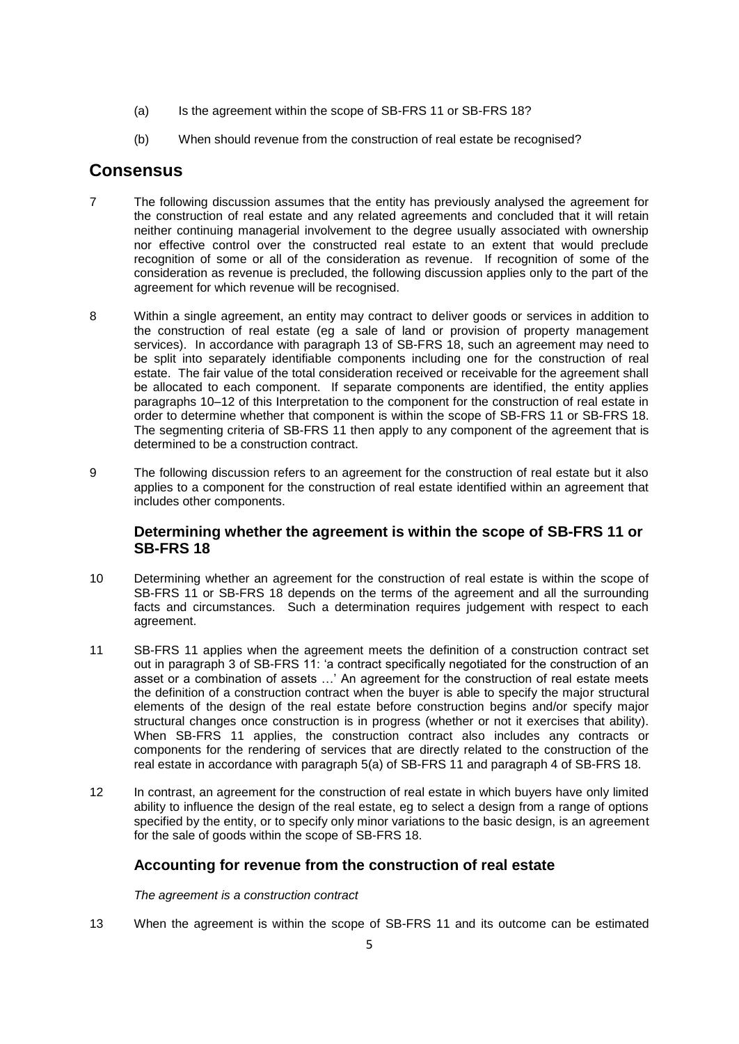(a) Is the agreement within the scope of SB-FRS 11 or SB-FRS 18?

(b) When should revenue from the construction of real estate be recognised?

# Consensus

7 The following discussion assumes that the entity has previously analysed the agreement for the construction of real estate and any related agreements and concluded that it will retain neither continuing managerial involvement to the degree usually associated with ownership nor effective control over the constructed real estate to an extent that would preclude recognition of some or all of the consideration as revenue. If recognition of some of the consideration as revenue is precluded, the following discussion applies only to the part of the agreement for which revenue will be recognised.

8 Within a single agreement, an entity may contract to deliver goods or services in addition to the construction of real estate (eg a sale of land or provision of property management services). In accordance with paragraph 13 of SB-FRS 18, such an agreement may need to be split into separately identifiable components including one for the construction of real estate. The fair value of the total consideration received or receivable for the agreement shall be allocated to each component. If separate components are identified, the entity applies paragraphs 10–12 of this Interpretation to the component for the construction of real estate in order to determine whether that component is within the scope of SB-FRS 11 or SB-FRS 18. The segmenting criteria of SB-FRS 11 then apply to any component of the agreement that is determined to be a construction contract.

9 The following discussion refers to an agreement for the construction of real estate but it also applies to a component for the construction of real estate identified within an agreement that includes other components.

## Determining whether the agreement is within the scope of SB-FRS 11 or SB-FRS 18

10 Determining whether an agreement for the construction of real estate is within the scope of SB-FRS 11 or SB-FRS 18 depends on the terms of the agreement and all the surrounding facts and circumstances. Such a determination requires judgement with respect to each agreement.

11 SB-FRS 11 applies when the agreement meets the definition of a construction contract set out in paragraph 3 of SB-FRS 11: 'a contract specifically negotiated for the construction of an asset or a combination of assets …' An agreement for the construction of real estate meets the definition of a construction contract when the buyer is able to specify the major structural elements of the design of the real estate before construction begins and/or specify major structural changes once construction is in progress (whether or not it exercises that ability). When SB-FRS 11 applies, the construction contract also includes any contracts or components for the rendering of services that are directly related to the construction of the real estate in accordance with paragraph 5(a) of SB-FRS 11 and paragraph 4 of SB-FRS 18.

12 In contrast, an agreement for the construction of real estate in which buyers have only limited ability to influence the design of the real estate, eg to select a design from a range of options specified by the entity, or to specify only minor variations to the basic design, is an agreement for the sale of goods within the scope of SB-FRS 18.

## Accounting for revenue from the construction of real estate

*The agreement is a construction contract*

13 When the agreement is within the scope of SB-FRS 11 and its outcome can be estimated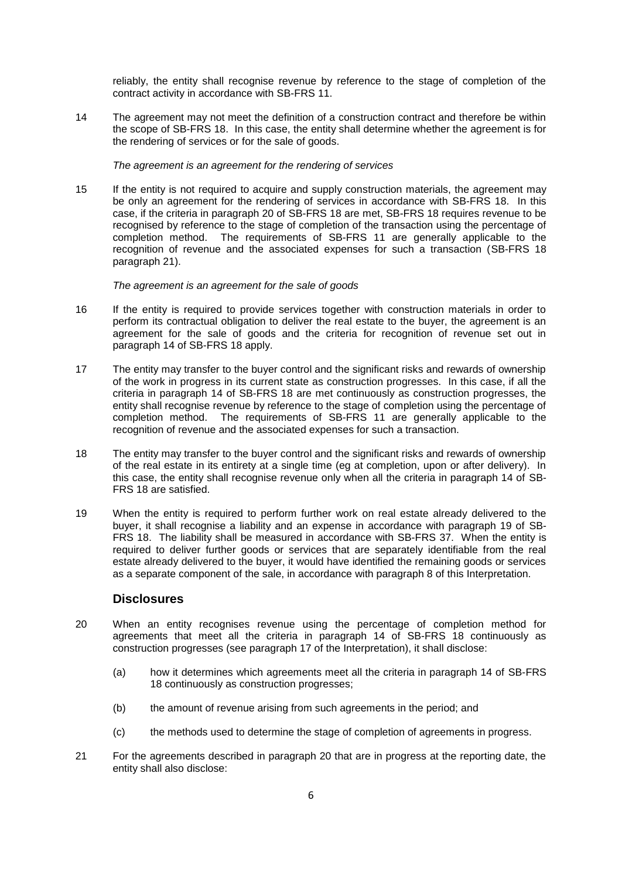reliably, the entity shall recognise revenue by reference to the stage of completion of the contract activity in accordance with SB-FRS 11.

14 The agreement may not meet the definition of a construction contract and therefore be within the scope of SB-FRS 18. In this case, the entity shall determine whether the agreement is for the rendering of services or for the sale of goods.

*The agreement is an agreement for the rendering of services*

15 If the entity is not required to acquire and supply construction materials, the agreement may be only an agreement for the rendering of services in accordance with SB-FRS 18. In this case, if the criteria in paragraph 20 of SB-FRS 18 are met, SB-FRS 18 requires revenue to be recognised by reference to the stage of completion of the transaction using the percentage of completion method. The requirements of SB-FRS 11 are generally applicable to the recognition of revenue and the associated expenses for such a transaction (SB-FRS 18 paragraph 21).

*The agreement is an agreement for the sale of goods*

16 If the entity is required to provide services together with construction materials in order to perform its contractual obligation to deliver the real estate to the buyer, the agreement is an agreement for the sale of goods and the criteria for recognition of revenue set out in paragraph 14 of SB-FRS 18 apply.

17 The entity may transfer to the buyer control and the significant risks and rewards of ownership of the work in progress in its current state as construction progresses. In this case, if all the criteria in paragraph 14 of SB-FRS 18 are met continuously as construction progresses, the entity shall recognise revenue by reference to the stage of completion using the percentage of completion method. The requirements of SB-FRS 11 are generally applicable to the recognition of revenue and the associated expenses for such a transaction.

18 The entity may transfer to the buyer control and the significant risks and rewards of ownership of the real estate in its entirety at a single time (eg at completion, upon or after delivery). In this case, the entity shall recognise revenue only when all the criteria in paragraph 14 of SB-FRS 18 are satisfied.

19 When the entity is required to perform further work on real estate already delivered to the buyer, it shall recognise a liability and an expense in accordance with paragraph 19 of SB-FRS 18. The liability shall be measured in accordance with SB-FRS 37. When the entity is required to deliver further goods or services that are separately identifiable from the real estate already delivered to the buyer, it would have identified the remaining goods or services as a separate component of the sale, in accordance with paragraph 8 of this Interpretation.

## Disclosures

20 When an entity recognises revenue using the percentage of completion method for agreements that meet all the criteria in paragraph 14 of SB-FRS 18 continuously as construction progresses (see paragraph 17 of the Interpretation), it shall disclose:

(a) how it determines which agreements meet all the criteria in paragraph 14 of SB-FRS 18 continuously as construction progresses;

(b) the amount of revenue arising from such agreements in the period; and

(c) the methods used to determine the stage of completion of agreements in progress.

21 For the agreements described in paragraph 20 that are in progress at the reporting date, the entity shall also disclose: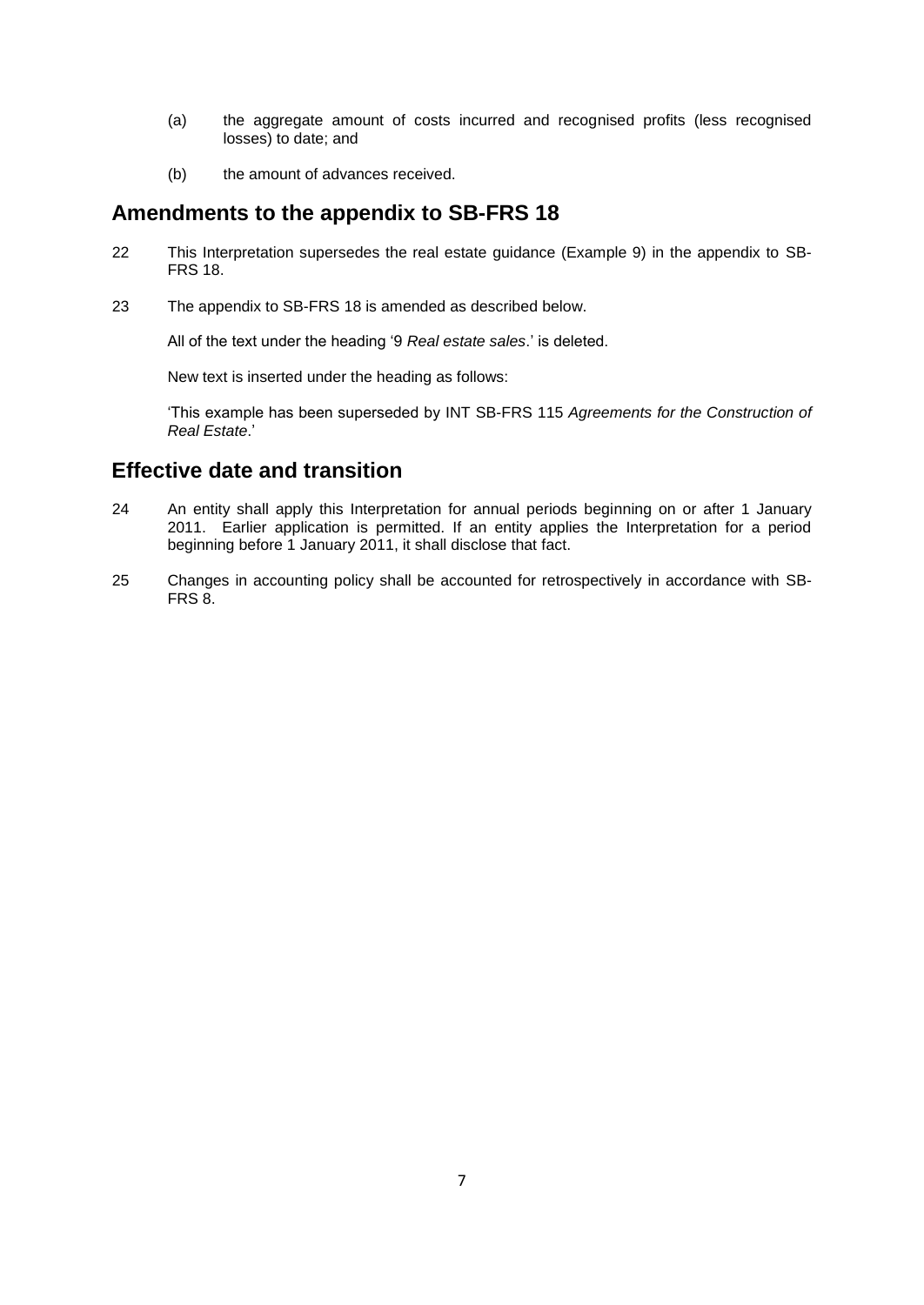(a) the aggregate amount of costs incurred and recognised profits (less recognised losses) to date; and

(b) the amount of advances received.

## Amendments to the appendix to SB-FRS 18

22 This Interpretation supersedes the real estate guidance (Example 9) in the appendix to SB-FRS 18.

23 The appendix to SB-FRS 18 is amended as described below.

All of the text under the heading '9 *Real estate sales*.' is deleted.

New text is inserted under the heading as follows:

'This example has been superseded by INT SB-FRS 115 *Agreements for the Construction of Real Estate*.'

## Effective date and transition

24 An entity shall apply this Interpretation for annual periods beginning on or after 1 January 2011. Earlier application is permitted. If an entity applies the Interpretation for a period beginning before 1 January 2011, it shall disclose that fact.

25 Changes in accounting policy shall be accounted for retrospectively in accordance with SB-FRS 8.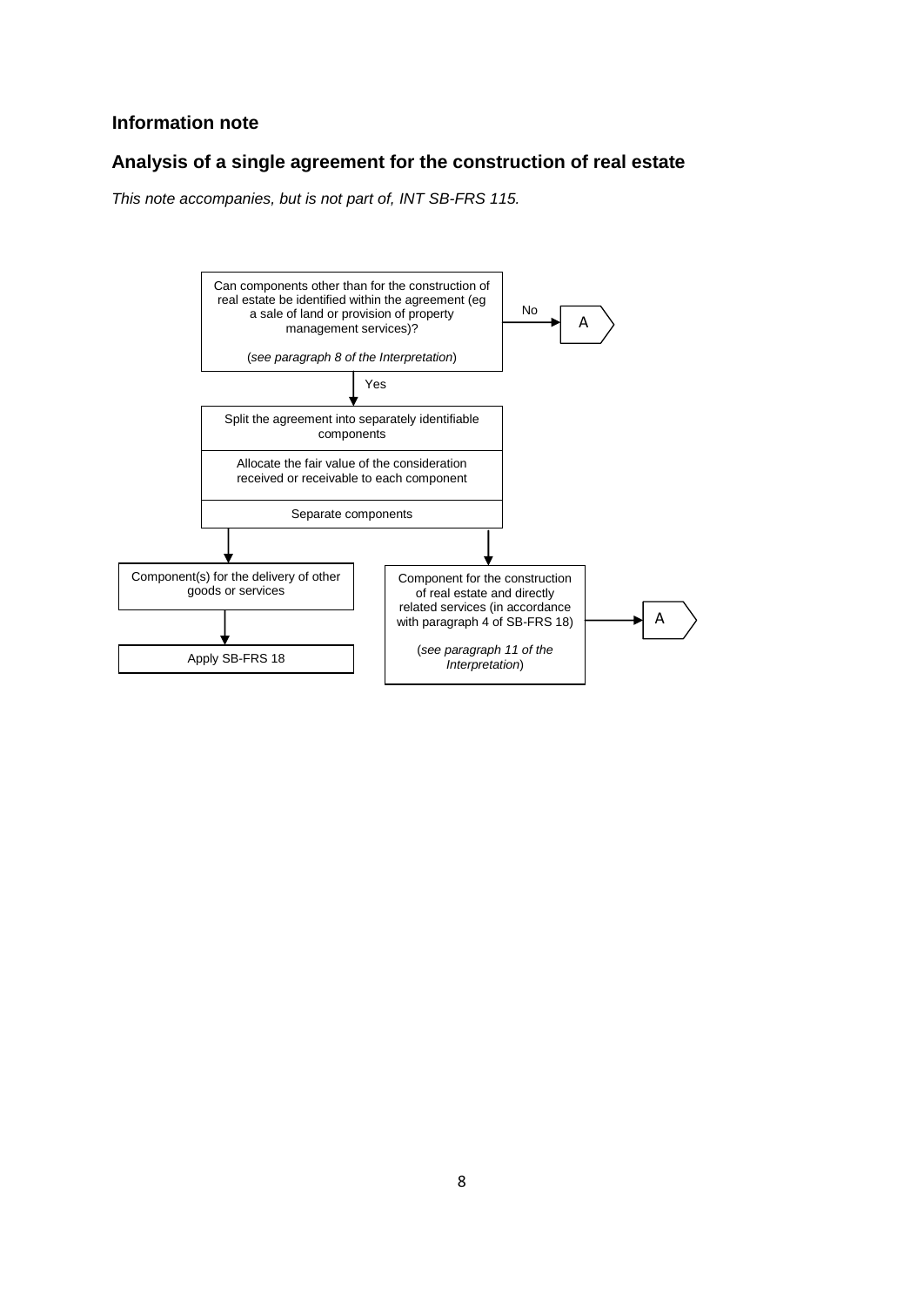## Information note

## Analysis of a single agreement for the construction of real estate

*This note accompanies, but is not part of, INT SB-FRS 115.*

Can components other than for the construction of real estate be identified within the agreement (eg a sale of land or provision of property management services)?

(*see paragraph 8 of the Interpretation*)

No → A

Yes ↓

Split the agreement into separately identifiable components

Allocate the fair value of the consideration received or receivable to each component

Separate components

Component(s) for the delivery of other goods or services → Apply SB-FRS 18

Component for the construction of real estate and directly related services (in accordance with paragraph 4 of SB-FRS 18) → A

(*see paragraph 11 of the Interpretation*)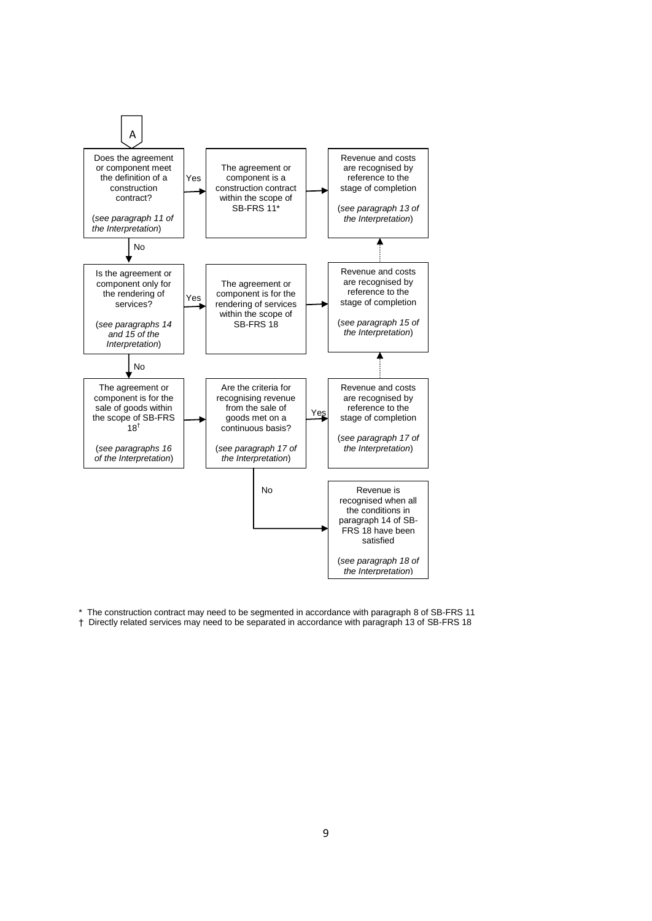A

Does the agreement or component meet the definition of a construction contract?

(*see paragraph 11 of the Interpretation*)

→ Yes → The agreement or component is a construction contract within the scope of SB-FRS 11* → Revenue and costs are recognised by reference to the stage of completion (*see paragraph 13 of the Interpretation*)

↓ No

Is the agreement or component only for the rendering of services?

(*see paragraphs 14 and 15 of the Interpretation*)

→ Yes → The agreement or component is for the rendering of services within the scope of SB-FRS 18 → Revenue and costs are recognised by reference to the stage of completion (*see paragraph 15 of the Interpretation*)

↓ No

The agreement or component is for the sale of goods within the scope of SB-FRS 18† (*see paragraphs 16 of the Interpretation*)

→ Are the criteria for recognising revenue from the sale of goods met on a continuous basis? (*see paragraph 17 of the Interpretation*)

→ Yes → Revenue and costs are recognised by reference to the stage of completion (*see paragraph 17 of the Interpretation*)

→ No → Revenue is recognised when all the conditions in paragraph 14 of SB-FRS 18 have been satisfied (*see paragraph 18 of the Interpretation*)

\* The construction contract may need to be segmented in accordance with paragraph 8 of SB-FRS 11

† Directly related services may need to be separated in accordance with paragraph 13 of SB-FRS 18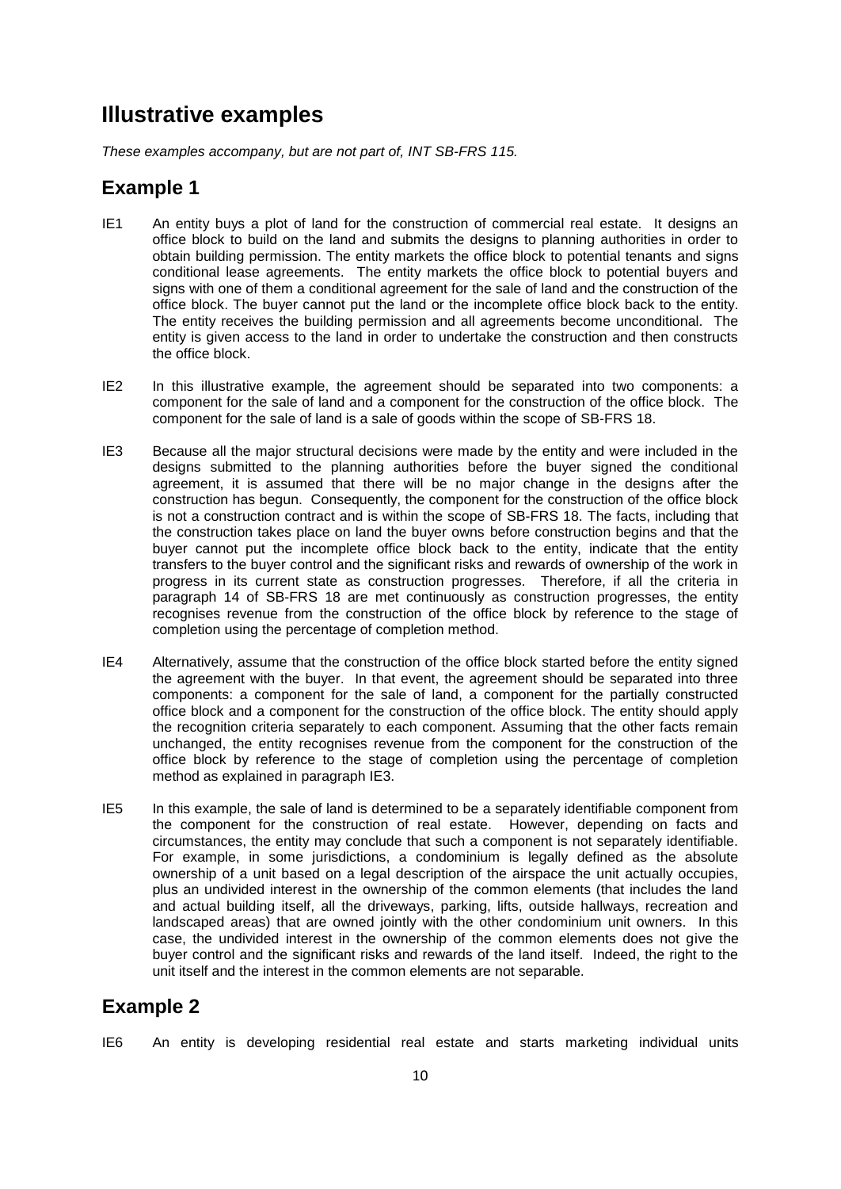# Illustrative examples

*These examples accompany, but are not part of, INT SB-FRS 115.*

## Example 1

IE1 An entity buys a plot of land for the construction of commercial real estate. It designs an office block to build on the land and submits the designs to planning authorities in order to obtain building permission. The entity markets the office block to potential tenants and signs conditional lease agreements. The entity markets the office block to potential buyers and signs with one of them a conditional agreement for the sale of land and the construction of the office block. The buyer cannot put the land or the incomplete office block back to the entity. The entity receives the building permission and all agreements become unconditional. The entity is given access to the land in order to undertake the construction and then constructs the office block.

IE2 In this illustrative example, the agreement should be separated into two components: a component for the sale of land and a component for the construction of the office block. The component for the sale of land is a sale of goods within the scope of SB-FRS 18.

IE3 Because all the major structural decisions were made by the entity and were included in the designs submitted to the planning authorities before the buyer signed the conditional agreement, it is assumed that there will be no major change in the designs after the construction has begun. Consequently, the component for the construction of the office block is not a construction contract and is within the scope of SB-FRS 18. The facts, including that the construction takes place on land the buyer owns before construction begins and that the buyer cannot put the incomplete office block back to the entity, indicate that the entity transfers to the buyer control and the significant risks and rewards of ownership of the work in progress in its current state as construction progresses. Therefore, if all the criteria in paragraph 14 of SB-FRS 18 are met continuously as construction progresses, the entity recognises revenue from the construction of the office block by reference to the stage of completion using the percentage of completion method.

IE4 Alternatively, assume that the construction of the office block started before the entity signed the agreement with the buyer. In that event, the agreement should be separated into three components: a component for the sale of land, a component for the partially constructed office block and a component for the construction of the office block. The entity should apply the recognition criteria separately to each component. Assuming that the other facts remain unchanged, the entity recognises revenue from the component for the construction of the office block by reference to the stage of completion using the percentage of completion method as explained in paragraph IE3.

IE5 In this example, the sale of land is determined to be a separately identifiable component from the component for the construction of real estate. However, depending on facts and circumstances, the entity may conclude that such a component is not separately identifiable. For example, in some jurisdictions, a condominium is legally defined as the absolute ownership of a unit based on a legal description of the airspace the unit actually occupies, plus an undivided interest in the ownership of the common elements (that includes the land and actual building itself, all the driveways, parking, lifts, outside hallways, recreation and landscaped areas) that are owned jointly with the other condominium unit owners. In this case, the undivided interest in the ownership of the common elements does not give the buyer control and the significant risks and rewards of the land itself. Indeed, the right to the unit itself and the interest in the common elements are not separable.

## Example 2

IE6 An entity is developing residential real estate and starts marketing individual units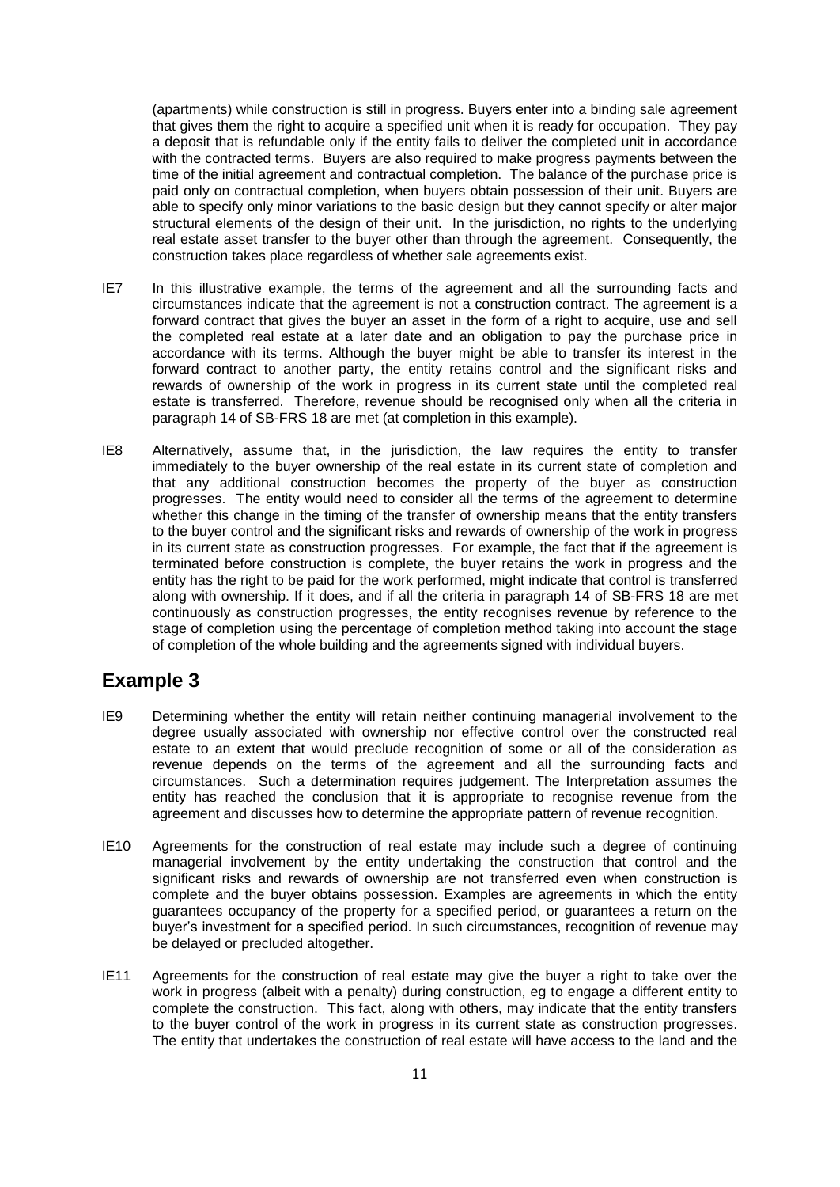(apartments) while construction is still in progress. Buyers enter into a binding sale agreement that gives them the right to acquire a specified unit when it is ready for occupation. They pay a deposit that is refundable only if the entity fails to deliver the completed unit in accordance with the contracted terms. Buyers are also required to make progress payments between the time of the initial agreement and contractual completion. The balance of the purchase price is paid only on contractual completion, when buyers obtain possession of their unit. Buyers are able to specify only minor variations to the basic design but they cannot specify or alter major structural elements of the design of their unit. In the jurisdiction, no rights to the underlying real estate asset transfer to the buyer other than through the agreement. Consequently, the construction takes place regardless of whether sale agreements exist.

IE7 In this illustrative example, the terms of the agreement and all the surrounding facts and circumstances indicate that the agreement is not a construction contract. The agreement is a forward contract that gives the buyer an asset in the form of a right to acquire, use and sell the completed real estate at a later date and an obligation to pay the purchase price in accordance with its terms. Although the buyer might be able to transfer its interest in the forward contract to another party, the entity retains control and the significant risks and rewards of ownership of the work in progress in its current state until the completed real estate is transferred. Therefore, revenue should be recognised only when all the criteria in paragraph 14 of SB-FRS 18 are met (at completion in this example).

IE8 Alternatively, assume that, in the jurisdiction, the law requires the entity to transfer immediately to the buyer ownership of the real estate in its current state of completion and that any additional construction becomes the property of the buyer as construction progresses. The entity would need to consider all the terms of the agreement to determine whether this change in the timing of the transfer of ownership means that the entity transfers to the buyer control and the significant risks and rewards of ownership of the work in progress in its current state as construction progresses. For example, the fact that if the agreement is terminated before construction is complete, the buyer retains the work in progress and the entity has the right to be paid for the work performed, might indicate that control is transferred along with ownership. If it does, and if all the criteria in paragraph 14 of SB-FRS 18 are met continuously as construction progresses, the entity recognises revenue by reference to the stage of completion using the percentage of completion method taking into account the stage of completion of the whole building and the agreements signed with individual buyers.

## Example 3

IE9 Determining whether the entity will retain neither continuing managerial involvement to the degree usually associated with ownership nor effective control over the constructed real estate to an extent that would preclude recognition of some or all of the consideration as revenue depends on the terms of the agreement and all the surrounding facts and circumstances. Such a determination requires judgement. The Interpretation assumes the entity has reached the conclusion that it is appropriate to recognise revenue from the agreement and discusses how to determine the appropriate pattern of revenue recognition.

IE10 Agreements for the construction of real estate may include such a degree of continuing managerial involvement by the entity undertaking the construction that control and the significant risks and rewards of ownership are not transferred even when construction is complete and the buyer obtains possession. Examples are agreements in which the entity guarantees occupancy of the property for a specified period, or guarantees a return on the buyer's investment for a specified period. In such circumstances, recognition of revenue may be delayed or precluded altogether.

IE11 Agreements for the construction of real estate may give the buyer a right to take over the work in progress (albeit with a penalty) during construction, eg to engage a different entity to complete the construction. This fact, along with others, may indicate that the entity transfers to the buyer control of the work in progress in its current state as construction progresses. The entity that undertakes the construction of real estate will have access to the land and the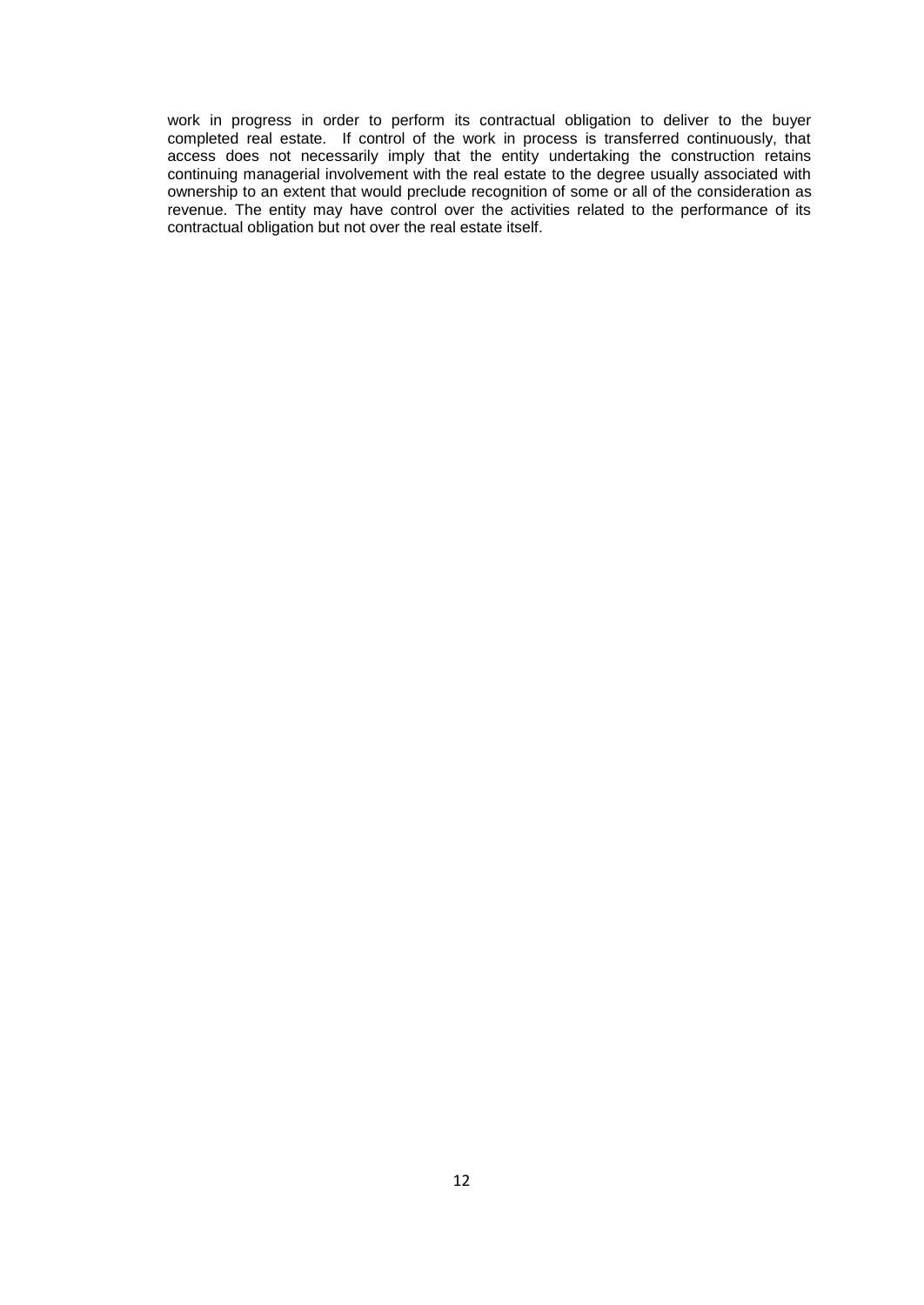work in progress in order to perform its contractual obligation to deliver to the buyer completed real estate. If control of the work in process is transferred continuously, that access does not necessarily imply that the entity undertaking the construction retains continuing managerial involvement with the real estate to the degree usually associated with ownership to an extent that would preclude recognition of some or all of the consideration as revenue. The entity may have control over the activities related to the performance of its contractual obligation but not over the real estate itself.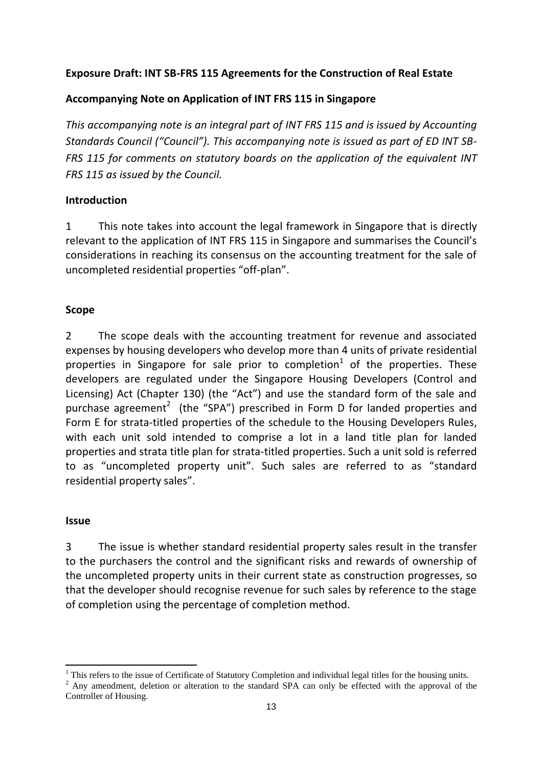**Exposure Draft: INT SB-FRS 115 Agreements for the Construction of Real Estate**

**Accompanying Note on Application of INT FRS 115 in Singapore**

*This accompanying note is an integral part of INT FRS 115 and is issued by Accounting Standards Council ("Council"). This accompanying note is issued as part of ED INT SB-FRS 115 for comments on statutory boards on the application of the equivalent INT FRS 115 as issued by the Council.*

**Introduction**

1 This note takes into account the legal framework in Singapore that is directly relevant to the application of INT FRS 115 in Singapore and summarises the Council's considerations in reaching its consensus on the accounting treatment for the sale of uncompleted residential properties "off-plan".

**Scope**

2 The scope deals with the accounting treatment for revenue and associated expenses by housing developers who develop more than 4 units of private residential properties in Singapore for sale prior to completion[1] of the properties. These developers are regulated under the Singapore Housing Developers (Control and Licensing) Act (Chapter 130) (the "Act") and use the standard form of the sale and purchase agreement[2] (the "SPA") prescribed in Form D for landed properties and Form E for strata-titled properties of the schedule to the Housing Developers Rules, with each unit sold intended to comprise a lot in a land title plan for landed properties and strata title plan for strata-titled properties. Such a unit sold is referred to as "uncompleted property unit". Such sales are referred to as "standard residential property sales".

**Issue**

3 The issue is whether standard residential property sales result in the transfer to the purchasers the control and the significant risks and rewards of ownership of the uncompleted property units in their current state as construction progresses, so that the developer should recognise revenue for such sales by reference to the stage of completion using the percentage of completion method.

---

[1] This refers to the issue of Certificate of Statutory Completion and individual legal titles for the housing units.

[2] Any amendment, deletion or alteration to the standard SPA can only be effected with the approval of the Controller of Housing.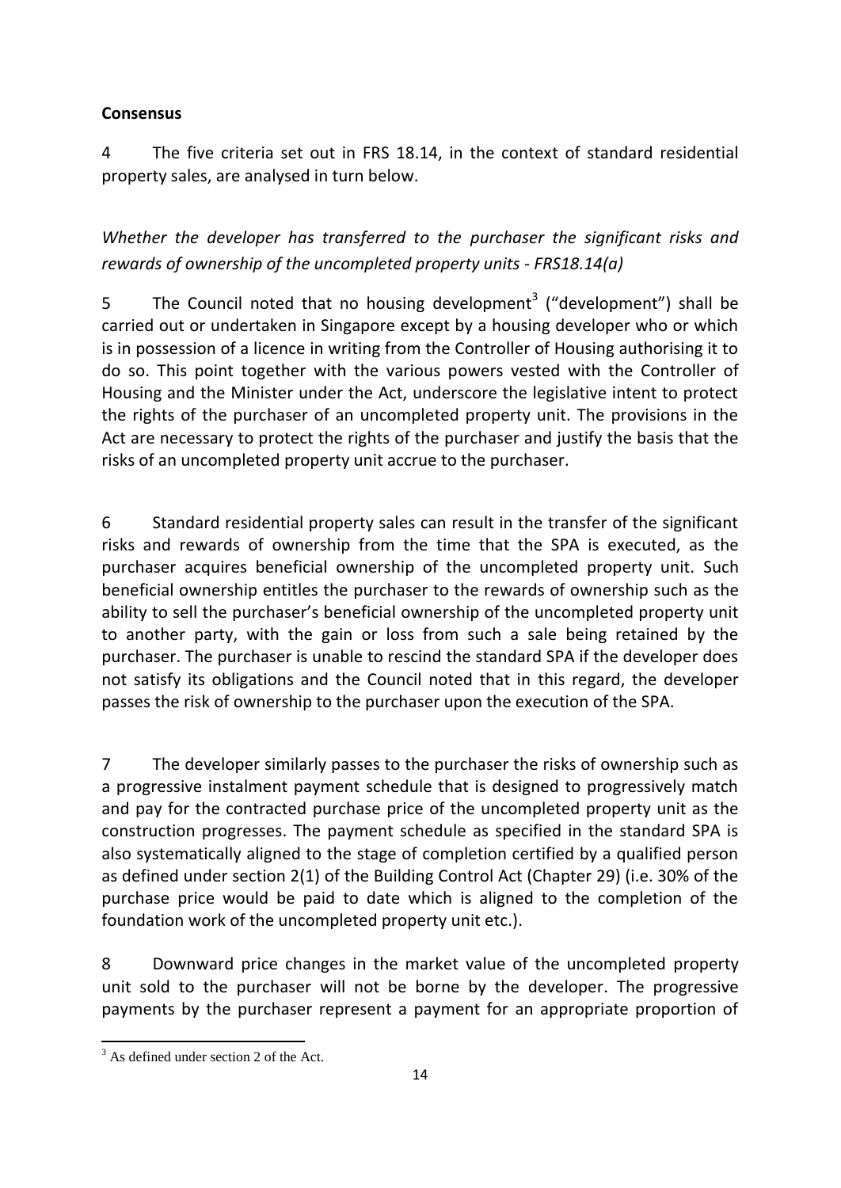**Consensus**

4 The five criteria set out in FRS 18.14, in the context of standard residential property sales, are analysed in turn below.

*Whether the developer has transferred to the purchaser the significant risks and rewards of ownership of the uncompleted property units - FRS18.14(a)*

5 The Council noted that no housing development[3] ("development") shall be carried out or undertaken in Singapore except by a housing developer who or which is in possession of a licence in writing from the Controller of Housing authorising it to do so. This point together with the various powers vested with the Controller of Housing and the Minister under the Act, underscore the legislative intent to protect the rights of the purchaser of an uncompleted property unit. The provisions in the Act are necessary to protect the rights of the purchaser and justify the basis that the risks of an uncompleted property unit accrue to the purchaser.

6 Standard residential property sales can result in the transfer of the significant risks and rewards of ownership from the time that the SPA is executed, as the purchaser acquires beneficial ownership of the uncompleted property unit. Such beneficial ownership entitles the purchaser to the rewards of ownership such as the ability to sell the purchaser's beneficial ownership of the uncompleted property unit to another party, with the gain or loss from such a sale being retained by the purchaser. The purchaser is unable to rescind the standard SPA if the developer does not satisfy its obligations and the Council noted that in this regard, the developer passes the risk of ownership to the purchaser upon the execution of the SPA.

7 The developer similarly passes to the purchaser the risks of ownership such as a progressive instalment payment schedule that is designed to progressively match and pay for the contracted purchase price of the uncompleted property unit as the construction progresses. The payment schedule as specified in the standard SPA is also systematically aligned to the stage of completion certified by a qualified person as defined under section 2(1) of the Building Control Act (Chapter 29) (i.e. 30% of the purchase price would be paid to date which is aligned to the completion of the foundation work of the uncompleted property unit etc.).

8 Downward price changes in the market value of the uncompleted property unit sold to the purchaser will not be borne by the developer. The progressive payments by the purchaser represent a payment for an appropriate proportion of

---

[3] As defined under section 2 of the Act.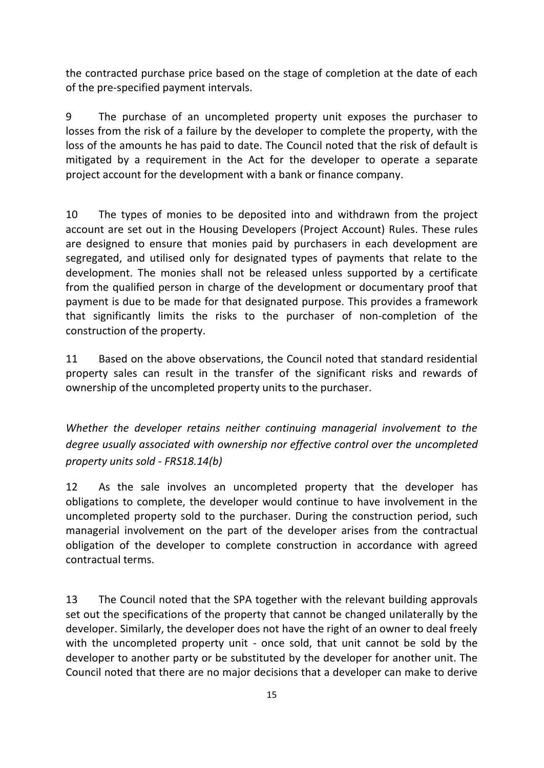the contracted purchase price based on the stage of completion at the date of each of the pre-specified payment intervals.

9 The purchase of an uncompleted property unit exposes the purchaser to losses from the risk of a failure by the developer to complete the property, with the loss of the amounts he has paid to date. The Council noted that the risk of default is mitigated by a requirement in the Act for the developer to operate a separate project account for the development with a bank or finance company.

10 The types of monies to be deposited into and withdrawn from the project account are set out in the Housing Developers (Project Account) Rules. These rules are designed to ensure that monies paid by purchasers in each development are segregated, and utilised only for designated types of payments that relate to the development. The monies shall not be released unless supported by a certificate from the qualified person in charge of the development or documentary proof that payment is due to be made for that designated purpose. This provides a framework that significantly limits the risks to the purchaser of non-completion of the construction of the property.

11 Based on the above observations, the Council noted that standard residential property sales can result in the transfer of the significant risks and rewards of ownership of the uncompleted property units to the purchaser.

*Whether the developer retains neither continuing managerial involvement to the degree usually associated with ownership nor effective control over the uncompleted property units sold - FRS18.14(b)*

12 As the sale involves an uncompleted property that the developer has obligations to complete, the developer would continue to have involvement in the uncompleted property sold to the purchaser. During the construction period, such managerial involvement on the part of the developer arises from the contractual obligation of the developer to complete construction in accordance with agreed contractual terms.

13 The Council noted that the SPA together with the relevant building approvals set out the specifications of the property that cannot be changed unilaterally by the developer. Similarly, the developer does not have the right of an owner to deal freely with the uncompleted property unit - once sold, that unit cannot be sold by the developer to another party or be substituted by the developer for another unit. The Council noted that there are no major decisions that a developer can make to derive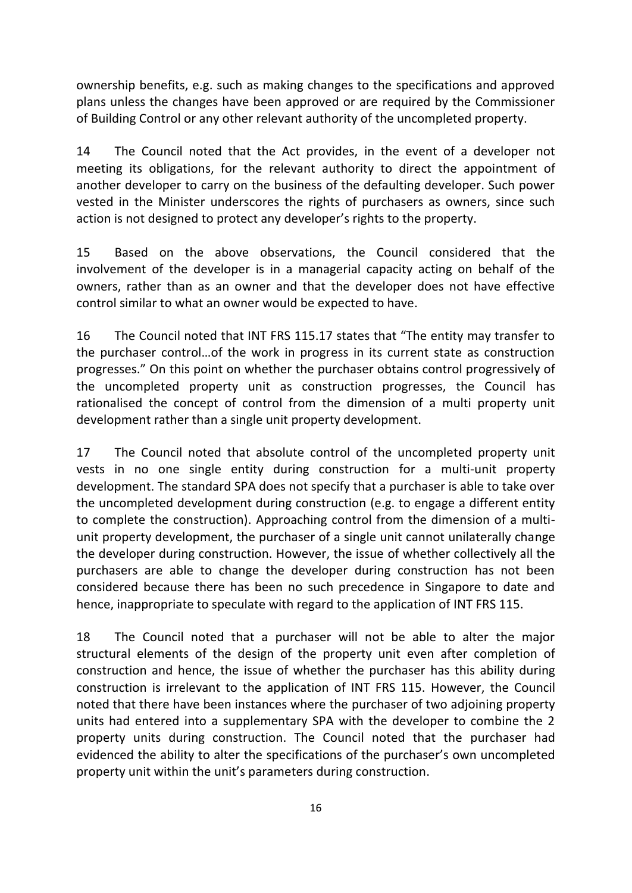ownership benefits, e.g. such as making changes to the specifications and approved plans unless the changes have been approved or are required by the Commissioner of Building Control or any other relevant authority of the uncompleted property.

14 The Council noted that the Act provides, in the event of a developer not meeting its obligations, for the relevant authority to direct the appointment of another developer to carry on the business of the defaulting developer. Such power vested in the Minister underscores the rights of purchasers as owners, since such action is not designed to protect any developer's rights to the property.

15 Based on the above observations, the Council considered that the involvement of the developer is in a managerial capacity acting on behalf of the owners, rather than as an owner and that the developer does not have effective control similar to what an owner would be expected to have.

16 The Council noted that INT FRS 115.17 states that "The entity may transfer to the purchaser control…of the work in progress in its current state as construction progresses." On this point on whether the purchaser obtains control progressively of the uncompleted property unit as construction progresses, the Council has rationalised the concept of control from the dimension of a multi property unit development rather than a single unit property development.

17 The Council noted that absolute control of the uncompleted property unit vests in no one single entity during construction for a multi-unit property development. The standard SPA does not specify that a purchaser is able to take over the uncompleted development during construction (e.g. to engage a different entity to complete the construction). Approaching control from the dimension of a multi-unit property development, the purchaser of a single unit cannot unilaterally change the developer during construction. However, the issue of whether collectively all the purchasers are able to change the developer during construction has not been considered because there has been no such precedence in Singapore to date and hence, inappropriate to speculate with regard to the application of INT FRS 115.

18 The Council noted that a purchaser will not be able to alter the major structural elements of the design of the property unit even after completion of construction and hence, the issue of whether the purchaser has this ability during construction is irrelevant to the application of INT FRS 115. However, the Council noted that there have been instances where the purchaser of two adjoining property units had entered into a supplementary SPA with the developer to combine the 2 property units during construction. The Council noted that the purchaser had evidenced the ability to alter the specifications of the purchaser's own uncompleted property unit within the unit's parameters during construction.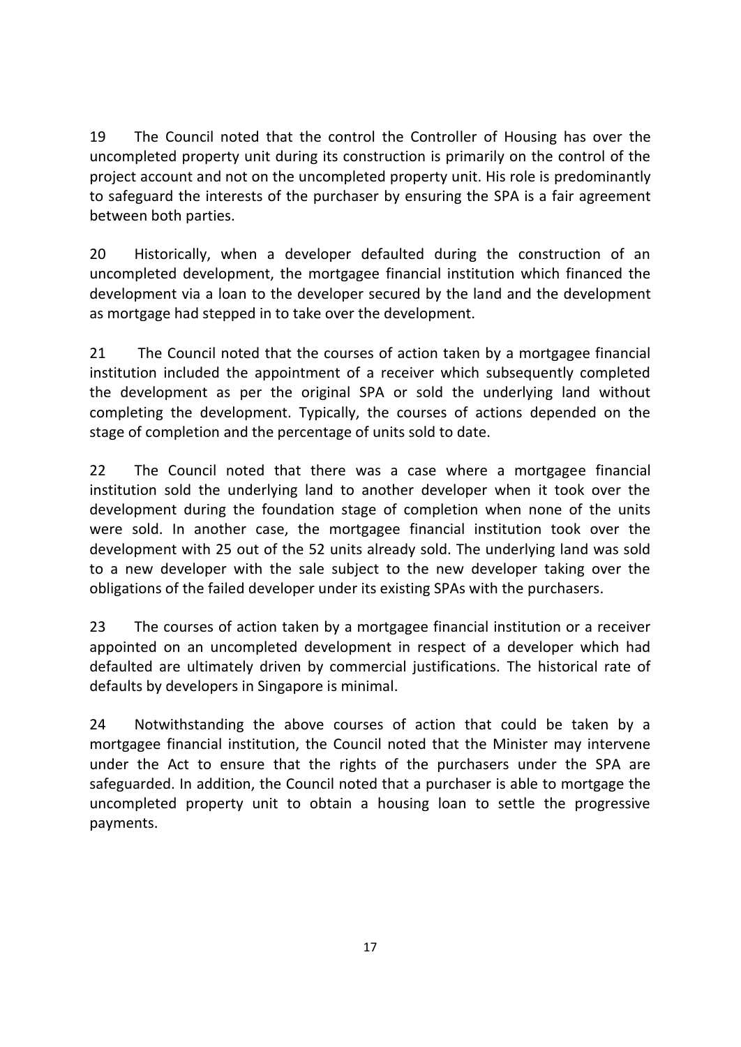19 The Council noted that the control the Controller of Housing has over the uncompleted property unit during its construction is primarily on the control of the project account and not on the uncompleted property unit. His role is predominantly to safeguard the interests of the purchaser by ensuring the SPA is a fair agreement between both parties.

20 Historically, when a developer defaulted during the construction of an uncompleted development, the mortgagee financial institution which financed the development via a loan to the developer secured by the land and the development as mortgage had stepped in to take over the development.

21 The Council noted that the courses of action taken by a mortgagee financial institution included the appointment of a receiver which subsequently completed the development as per the original SPA or sold the underlying land without completing the development. Typically, the courses of actions depended on the stage of completion and the percentage of units sold to date.

22 The Council noted that there was a case where a mortgagee financial institution sold the underlying land to another developer when it took over the development during the foundation stage of completion when none of the units were sold. In another case, the mortgagee financial institution took over the development with 25 out of the 52 units already sold. The underlying land was sold to a new developer with the sale subject to the new developer taking over the obligations of the failed developer under its existing SPAs with the purchasers.

23 The courses of action taken by a mortgagee financial institution or a receiver appointed on an uncompleted development in respect of a developer which had defaulted are ultimately driven by commercial justifications. The historical rate of defaults by developers in Singapore is minimal.

24 Notwithstanding the above courses of action that could be taken by a mortgagee financial institution, the Council noted that the Minister may intervene under the Act to ensure that the rights of the purchasers under the SPA are safeguarded. In addition, the Council noted that a purchaser is able to mortgage the uncompleted property unit to obtain a housing loan to settle the progressive payments.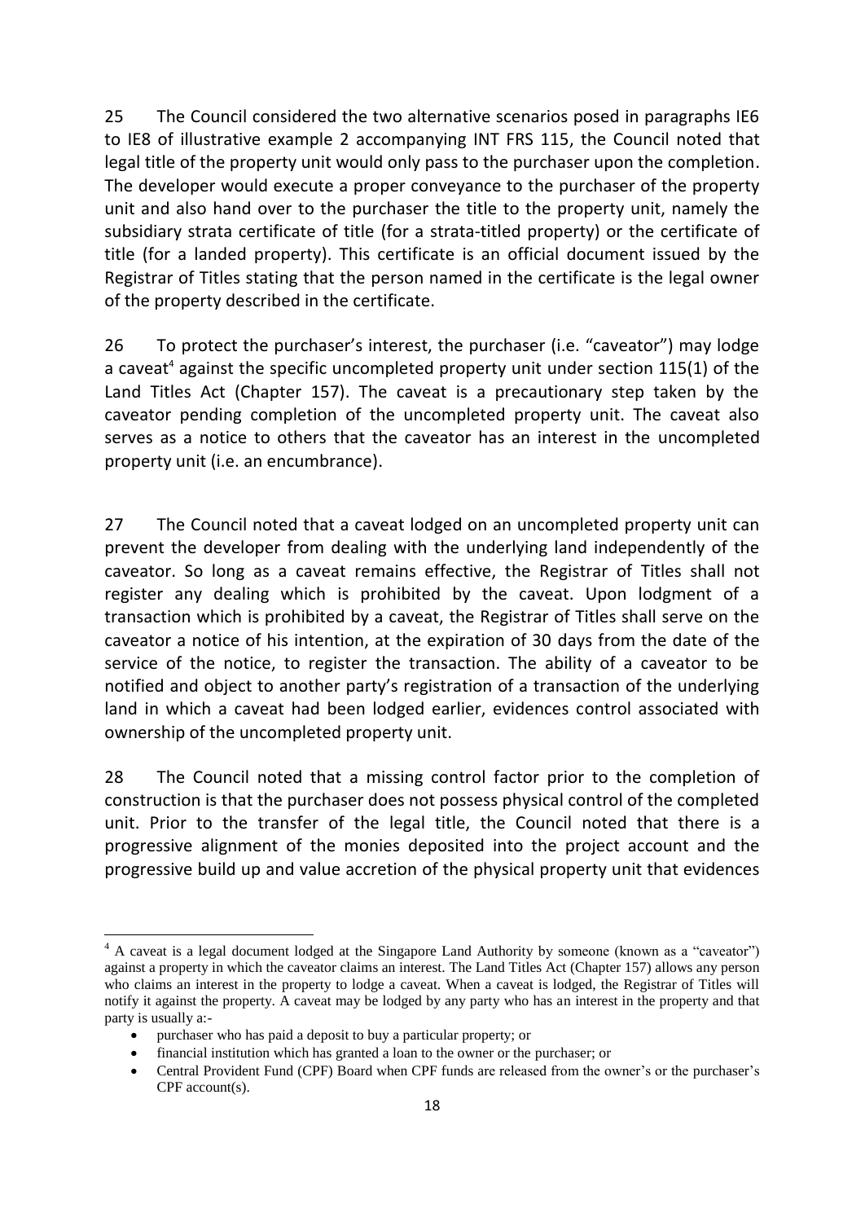25 The Council considered the two alternative scenarios posed in paragraphs IE6 to IE8 of illustrative example 2 accompanying INT FRS 115, the Council noted that legal title of the property unit would only pass to the purchaser upon the completion. The developer would execute a proper conveyance to the purchaser of the property unit and also hand over to the purchaser the title to the property unit, namely the subsidiary strata certificate of title (for a strata-titled property) or the certificate of title (for a landed property). This certificate is an official document issued by the Registrar of Titles stating that the person named in the certificate is the legal owner of the property described in the certificate.

26 To protect the purchaser's interest, the purchaser (i.e. "caveator") may lodge a caveat[4] against the specific uncompleted property unit under section 115(1) of the Land Titles Act (Chapter 157). The caveat is a precautionary step taken by the caveator pending completion of the uncompleted property unit. The caveat also serves as a notice to others that the caveator has an interest in the uncompleted property unit (i.e. an encumbrance).

27 The Council noted that a caveat lodged on an uncompleted property unit can prevent the developer from dealing with the underlying land independently of the caveator. So long as a caveat remains effective, the Registrar of Titles shall not register any dealing which is prohibited by the caveat. Upon lodgment of a transaction which is prohibited by a caveat, the Registrar of Titles shall serve on the caveator a notice of his intention, at the expiration of 30 days from the date of the service of the notice, to register the transaction. The ability of a caveator to be notified and object to another party's registration of a transaction of the underlying land in which a caveat had been lodged earlier, evidences control associated with ownership of the uncompleted property unit.

28 The Council noted that a missing control factor prior to the completion of construction is that the purchaser does not possess physical control of the completed unit. Prior to the transfer of the legal title, the Council noted that there is a progressive alignment of the monies deposited into the project account and the progressive build up and value accretion of the physical property unit that evidences

---

[4] A caveat is a legal document lodged at the Singapore Land Authority by someone (known as a "caveator") against a property in which the caveator claims an interest. The Land Titles Act (Chapter 157) allows any person who claims an interest in the property to lodge a caveat. When a caveat is lodged, the Registrar of Titles will notify it against the property. A caveat may be lodged by any party who has an interest in the property and that party is usually a:-

- purchaser who has paid a deposit to buy a particular property; or
- financial institution which has granted a loan to the owner or the purchaser; or
- Central Provident Fund (CPF) Board when CPF funds are released from the owner's or the purchaser's CPF account(s).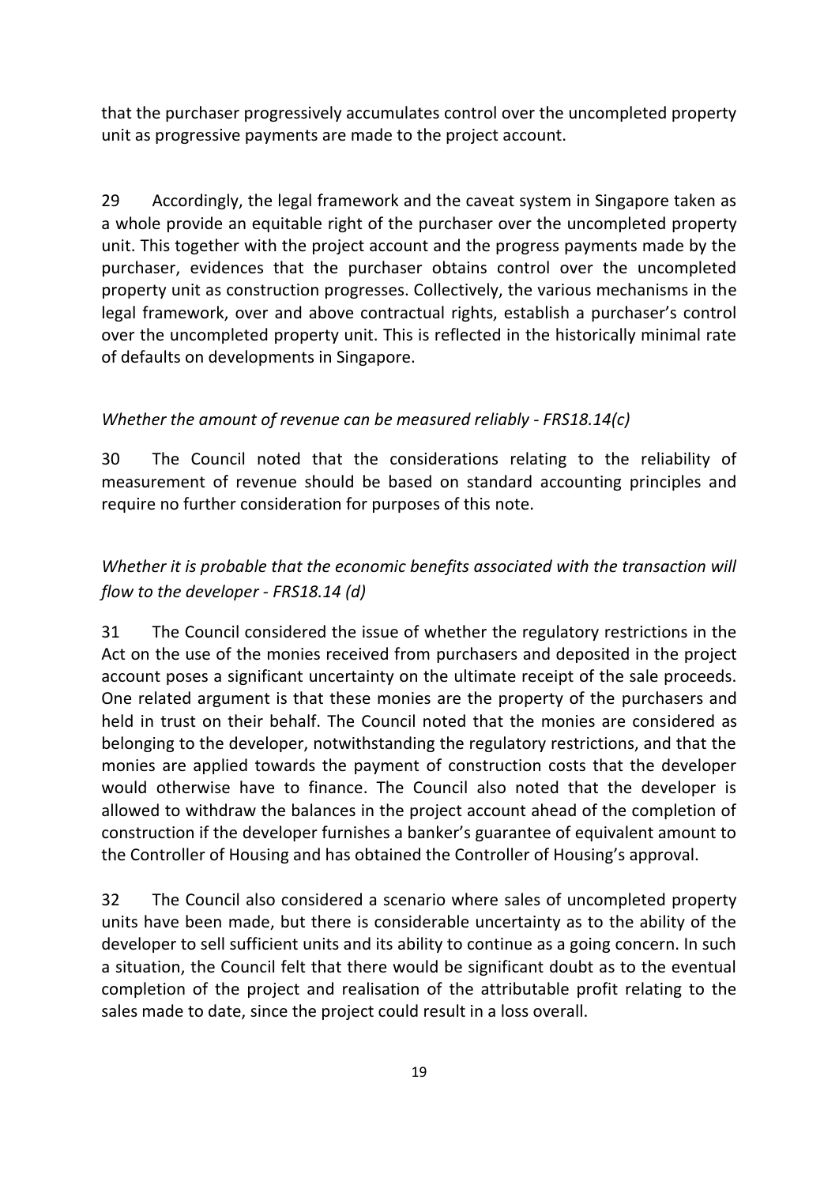that the purchaser progressively accumulates control over the uncompleted property unit as progressive payments are made to the project account.

29 Accordingly, the legal framework and the caveat system in Singapore taken as a whole provide an equitable right of the purchaser over the uncompleted property unit. This together with the project account and the progress payments made by the purchaser, evidences that the purchaser obtains control over the uncompleted property unit as construction progresses. Collectively, the various mechanisms in the legal framework, over and above contractual rights, establish a purchaser's control over the uncompleted property unit. This is reflected in the historically minimal rate of defaults on developments in Singapore.

*Whether the amount of revenue can be measured reliably - FRS18.14(c)*

30 The Council noted that the considerations relating to the reliability of measurement of revenue should be based on standard accounting principles and require no further consideration for purposes of this note.

*Whether it is probable that the economic benefits associated with the transaction will flow to the developer - FRS18.14 (d)*

31 The Council considered the issue of whether the regulatory restrictions in the Act on the use of the monies received from purchasers and deposited in the project account poses a significant uncertainty on the ultimate receipt of the sale proceeds. One related argument is that these monies are the property of the purchasers and held in trust on their behalf. The Council noted that the monies are considered as belonging to the developer, notwithstanding the regulatory restrictions, and that the monies are applied towards the payment of construction costs that the developer would otherwise have to finance. The Council also noted that the developer is allowed to withdraw the balances in the project account ahead of the completion of construction if the developer furnishes a banker's guarantee of equivalent amount to the Controller of Housing and has obtained the Controller of Housing's approval.

32 The Council also considered a scenario where sales of uncompleted property units have been made, but there is considerable uncertainty as to the ability of the developer to sell sufficient units and its ability to continue as a going concern. In such a situation, the Council felt that there would be significant doubt as to the eventual completion of the project and realisation of the attributable profit relating to the sales made to date, since the project could result in a loss overall.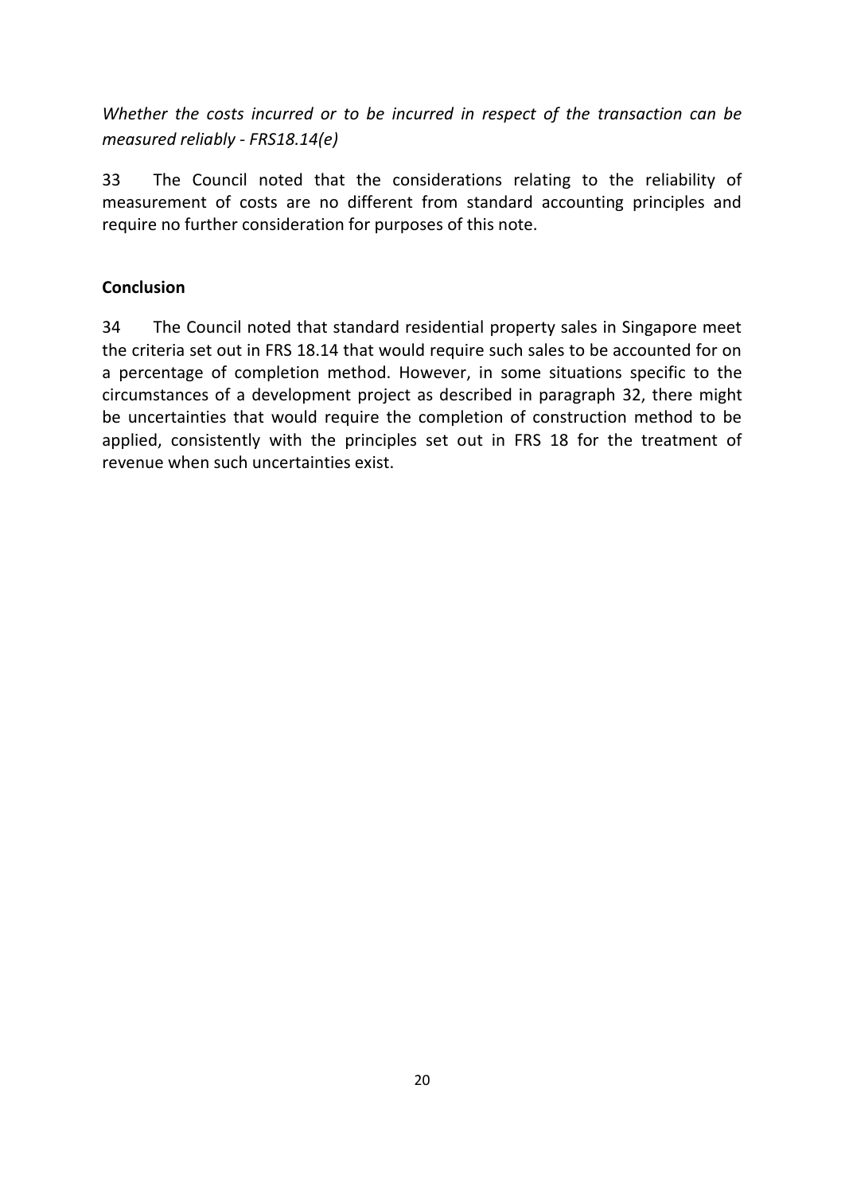*Whether the costs incurred or to be incurred in respect of the transaction can be measured reliably - FRS18.14(e)*

33 The Council noted that the considerations relating to the reliability of measurement of costs are no different from standard accounting principles and require no further consideration for purposes of this note.

**Conclusion**

34 The Council noted that standard residential property sales in Singapore meet the criteria set out in FRS 18.14 that would require such sales to be accounted for on a percentage of completion method. However, in some situations specific to the circumstances of a development project as described in paragraph 32, there might be uncertainties that would require the completion of construction method to be applied, consistently with the principles set out in FRS 18 for the treatment of revenue when such uncertainties exist.